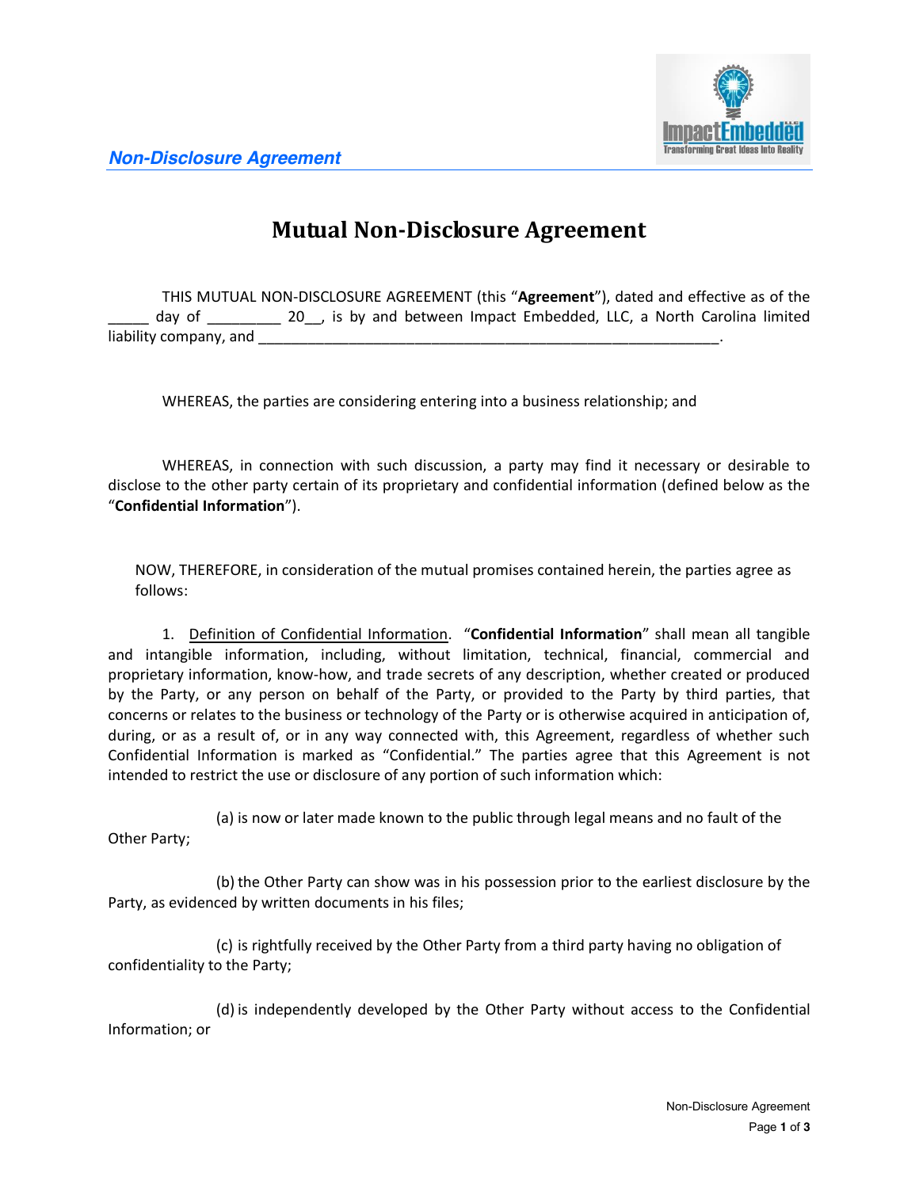# Mutual Non-Disclosure Agreement

THIS MUTUAL NON-DISCLOSURE AGREEMENT (this "**Agreement**"), dated and effective as of the _____ day of _________ 20__, is by and between Impact Embedded, LLC, a North Carolina limited liability company, and ___________________________________________________________.

WHEREAS, the parties are considering entering into a business relationship; and

WHEREAS, in connection with such discussion, a party may find it necessary or desirable to disclose to the other party certain of its proprietary and confidential information (defined below as the "**Confidential Information**").

NOW, THEREFORE, in consideration of the mutual promises contained herein, the parties agree as follows:

1. Definition of Confidential Information. "**Confidential Information**" shall mean all tangible and intangible information, including, without limitation, technical, financial, commercial and proprietary information, know-how, and trade secrets of any description, whether created or produced by the Party, or any person on behalf of the Party, or provided to the Party by third parties, that concerns or relates to the business or technology of the Party or is otherwise acquired in anticipation of, during, or as a result of, or in any way connected with, this Agreement, regardless of whether such Confidential Information is marked as "Confidential." The parties agree that this Agreement is not intended to restrict the use or disclosure of any portion of such information which:

(a) is now or later made known to the public through legal means and no fault of the Other Party;

(b) the Other Party can show was in his possession prior to the earliest disclosure by the Party, as evidenced by written documents in his files;

(c) is rightfully received by the Other Party from a third party having no obligation of confidentiality to the Party;

(d) is independently developed by the Other Party without access to the Confidential Information; or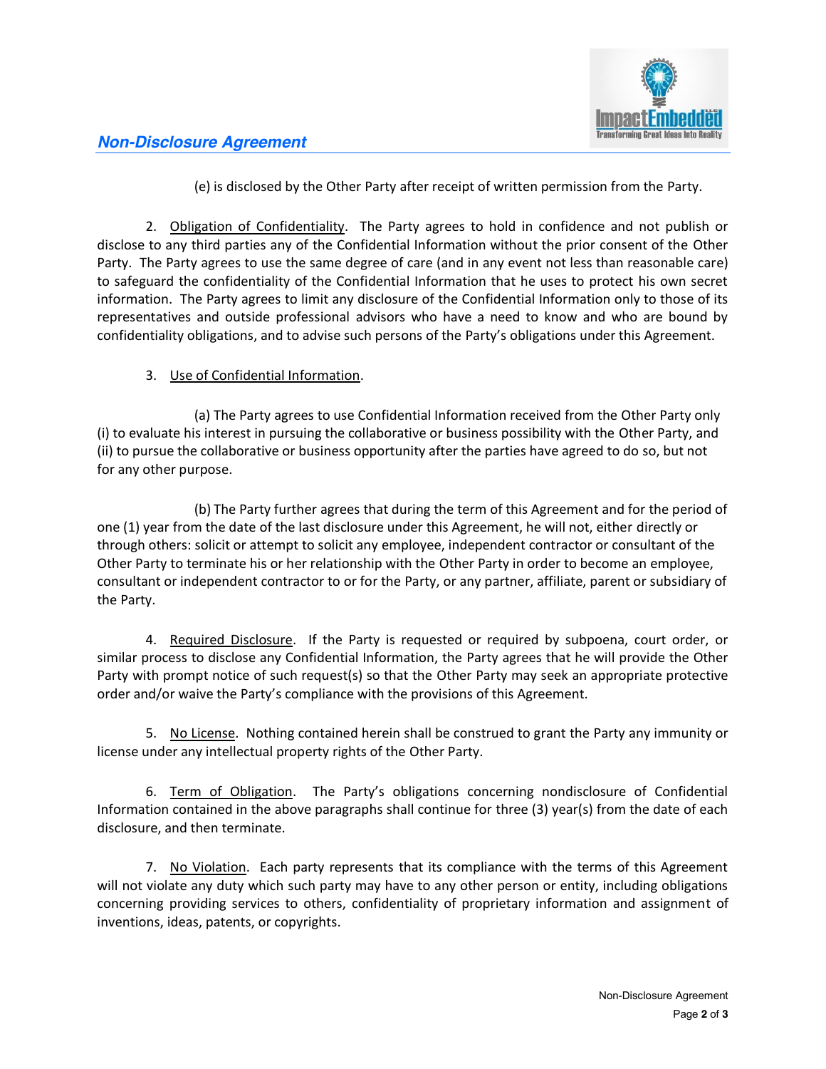(e) is disclosed by the Other Party after receipt of written permission from the Party.

2. Obligation of Confidentiality. The Party agrees to hold in confidence and not publish or disclose to any third parties any of the Confidential Information without the prior consent of the Other Party. The Party agrees to use the same degree of care (and in any event not less than reasonable care) to safeguard the confidentiality of the Confidential Information that he uses to protect his own secret information. The Party agrees to limit any disclosure of the Confidential Information only to those of its representatives and outside professional advisors who have a need to know and who are bound by confidentiality obligations, and to advise such persons of the Party's obligations under this Agreement.

3. Use of Confidential Information.

(a) The Party agrees to use Confidential Information received from the Other Party only (i) to evaluate his interest in pursuing the collaborative or business possibility with the Other Party, and (ii) to pursue the collaborative or business opportunity after the parties have agreed to do so, but not for any other purpose.

(b) The Party further agrees that during the term of this Agreement and for the period of one (1) year from the date of the last disclosure under this Agreement, he will not, either directly or through others: solicit or attempt to solicit any employee, independent contractor or consultant of the Other Party to terminate his or her relationship with the Other Party in order to become an employee, consultant or independent contractor to or for the Party, or any partner, affiliate, parent or subsidiary of the Party.

4. Required Disclosure. If the Party is requested or required by subpoena, court order, or similar process to disclose any Confidential Information, the Party agrees that he will provide the Other Party with prompt notice of such request(s) so that the Other Party may seek an appropriate protective order and/or waive the Party's compliance with the provisions of this Agreement.

5. No License. Nothing contained herein shall be construed to grant the Party any immunity or license under any intellectual property rights of the Other Party.

6. Term of Obligation. The Party's obligations concerning nondisclosure of Confidential Information contained in the above paragraphs shall continue for three (3) year(s) from the date of each disclosure, and then terminate.

7. No Violation. Each party represents that its compliance with the terms of this Agreement will not violate any duty which such party may have to any other person or entity, including obligations concerning providing services to others, confidentiality of proprietary information and assignment of inventions, ideas, patents, or copyrights.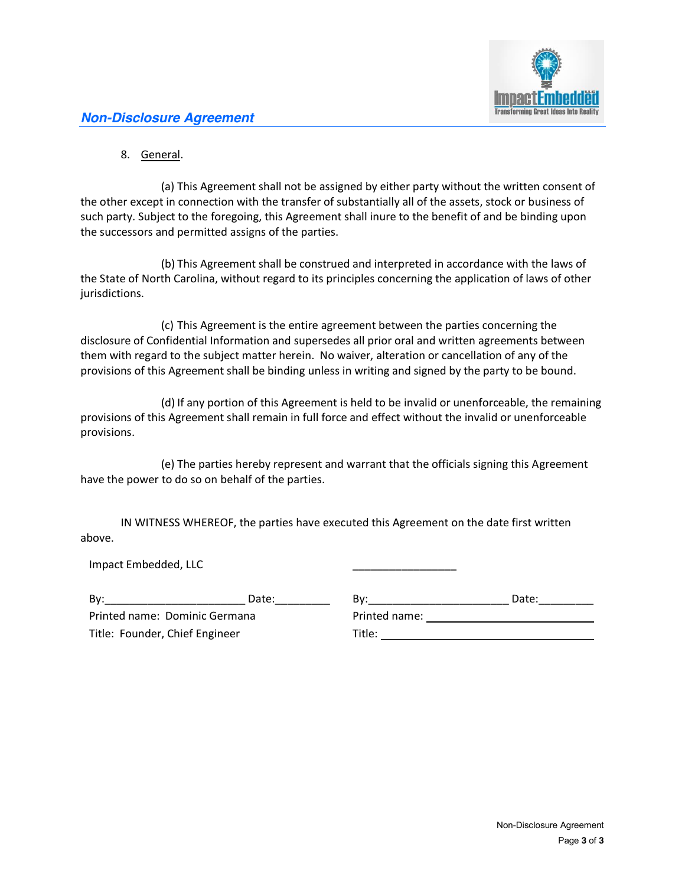8. General.

(a) This Agreement shall not be assigned by either party without the written consent of the other except in connection with the transfer of substantially all of the assets, stock or business of such party. Subject to the foregoing, this Agreement shall inure to the benefit of and be binding upon the successors and permitted assigns of the parties.

(b) This Agreement shall be construed and interpreted in accordance with the laws of the State of North Carolina, without regard to its principles concerning the application of laws of other jurisdictions.

(c) This Agreement is the entire agreement between the parties concerning the disclosure of Confidential Information and supersedes all prior oral and written agreements between them with regard to the subject matter herein. No waiver, alteration or cancellation of any of the provisions of this Agreement shall be binding unless in writing and signed by the party to be bound.

(d) If any portion of this Agreement is held to be invalid or unenforceable, the remaining provisions of this Agreement shall remain in full force and effect without the invalid or unenforceable provisions.

(e) The parties hereby represent and warrant that the officials signing this Agreement have the power to do so on behalf of the parties.

IN WITNESS WHEREOF, the parties have executed this Agreement on the date first written above.

Impact Embedded, LLC

By:_______________________ Date:_________

Printed name: Dominic Germana

Title: Founder, Chief Engineer

_________________

By:_______________________ Date:_________

Printed name: ____________________________

Title: ____________________________